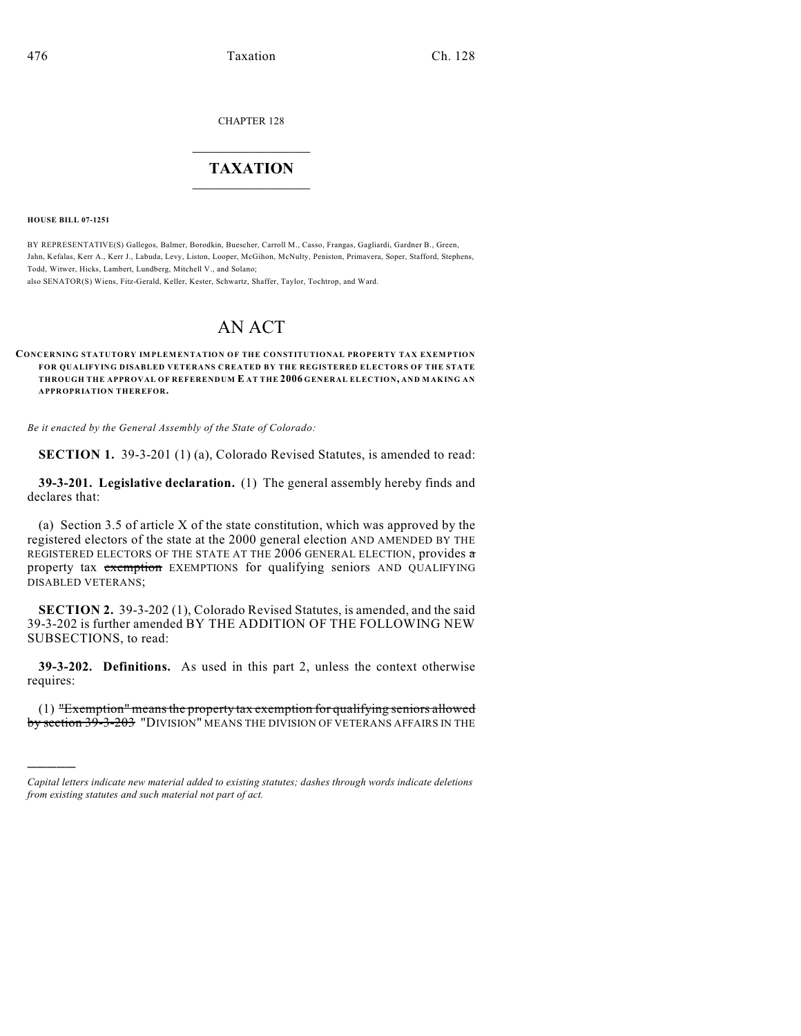CHAPTER 128

# TAXATION

**HOUSE BILL 07-1251**

BY REPRESENTATIVE(S) Gallegos, Balmer, Borodkin, Buescher, Carroll M., Casso, Frangas, Gagliardi, Gardner B., Green, Jahn, Kefalas, Kerr A., Kerr J., Labuda, Levy, Liston, Looper, McGihon, McNulty, Peniston, Primavera, Soper, Stafford, Stephens, Todd, Witwer, Hicks, Lambert, Lundberg, Mitchell V., and Solano;
also SENATOR(S) Wiens, Fitz-Gerald, Keller, Kester, Schwartz, Shaffer, Taylor, Tochtrop, and Ward.

# AN ACT

**CONCERNING STATUTORY IMPLEMENTATION OF THE CONSTITUTIONAL PROPERTY TAX EXEMPTION FOR QUALIFYING DISABLED VETERANS CREATED BY THE REGISTERED ELECTORS OF THE STATE THROUGH THE APPROVAL OF REFERENDUM E AT THE 2006 GENERAL ELECTION, AND MAKING AN APPROPRIATION THEREFOR.**

*Be it enacted by the General Assembly of the State of Colorado:*

**SECTION 1.** 39-3-201 (1) (a), Colorado Revised Statutes, is amended to read:

**39-3-201. Legislative declaration.** (1) The general assembly hereby finds and declares that:

(a) Section 3.5 of article X of the state constitution, which was approved by the registered electors of the state at the 2000 general election AND AMENDED BY THE REGISTERED ELECTORS OF THE STATE AT THE 2006 GENERAL ELECTION, provides ~~a~~ property tax ~~exemption~~ EXEMPTIONS for qualifying seniors AND QUALIFYING DISABLED VETERANS;

**SECTION 2.** 39-3-202 (1), Colorado Revised Statutes, is amended, and the said 39-3-202 is further amended BY THE ADDITION OF THE FOLLOWING NEW SUBSECTIONS, to read:

**39-3-202. Definitions.** As used in this part 2, unless the context otherwise requires:

(1) ~~"Exemption" means the property tax exemption for qualifying seniors allowed by section 39-3-203~~ "DIVISION" MEANS THE DIVISION OF VETERANS AFFAIRS IN THE

*Capital letters indicate new material added to existing statutes; dashes through words indicate deletions from existing statutes and such material not part of act.*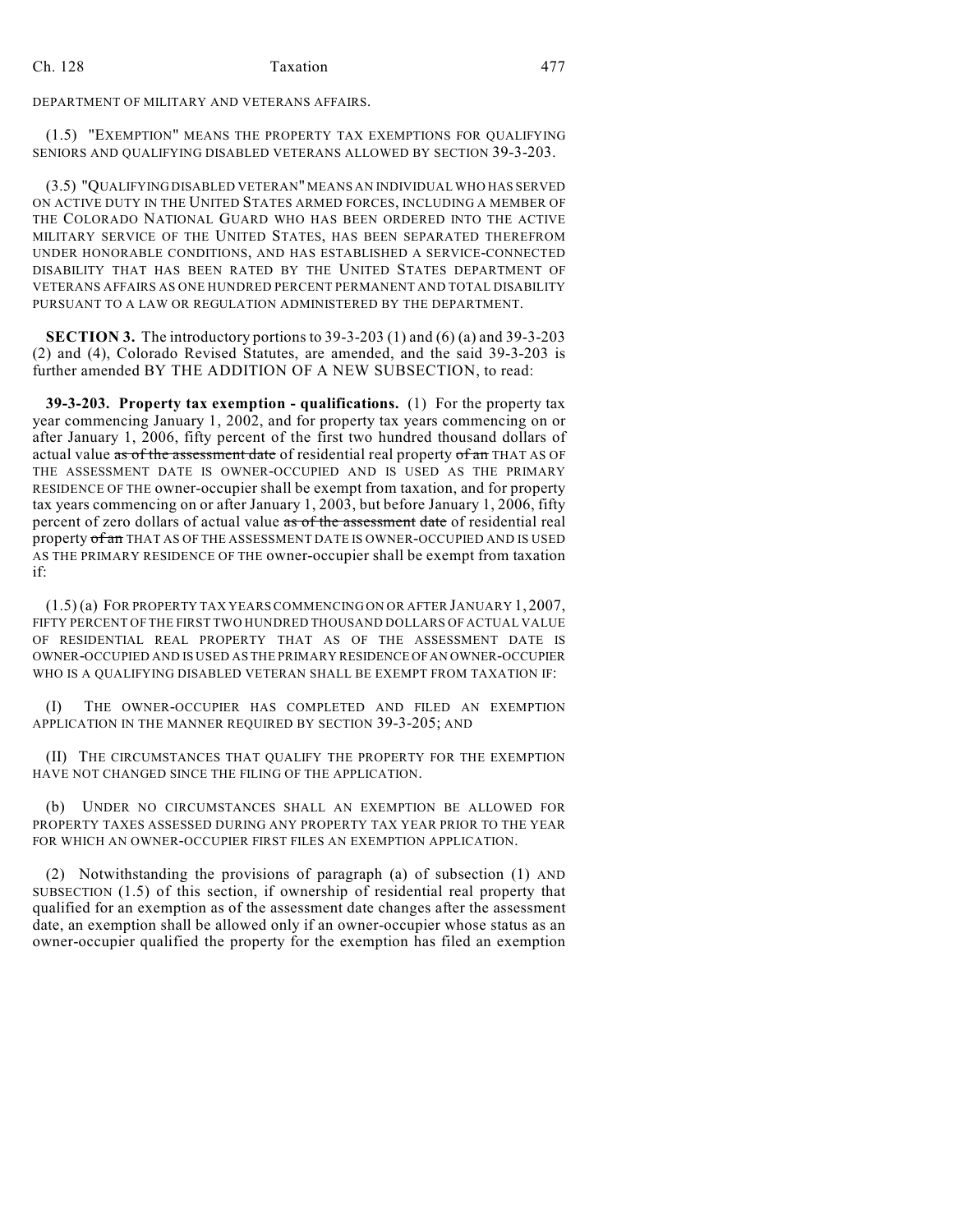DEPARTMENT OF MILITARY AND VETERANS AFFAIRS.

(1.5) "EXEMPTION" MEANS THE PROPERTY TAX EXEMPTIONS FOR QUALIFYING SENIORS AND QUALIFYING DISABLED VETERANS ALLOWED BY SECTION 39-3-203.

(3.5) "QUALIFYING DISABLED VETERAN" MEANS AN INDIVIDUAL WHO HAS SERVED ON ACTIVE DUTY IN THE UNITED STATES ARMED FORCES, INCLUDING A MEMBER OF THE COLORADO NATIONAL GUARD WHO HAS BEEN ORDERED INTO THE ACTIVE MILITARY SERVICE OF THE UNITED STATES, HAS BEEN SEPARATED THEREFROM UNDER HONORABLE CONDITIONS, AND HAS ESTABLISHED A SERVICE-CONNECTED DISABILITY THAT HAS BEEN RATED BY THE UNITED STATES DEPARTMENT OF VETERANS AFFAIRS AS ONE HUNDRED PERCENT PERMANENT AND TOTAL DISABILITY PURSUANT TO A LAW OR REGULATION ADMINISTERED BY THE DEPARTMENT.

**SECTION 3.** The introductory portions to 39-3-203 (1) and (6) (a) and 39-3-203 (2) and (4), Colorado Revised Statutes, are amended, and the said 39-3-203 is further amended BY THE ADDITION OF A NEW SUBSECTION, to read:

**39-3-203. Property tax exemption - qualifications.** (1) For the property tax year commencing January 1, 2002, and for property tax years commencing on or after January 1, 2006, fifty percent of the first two hundred thousand dollars of actual value ~~as of the assessment date~~ of residential real property ~~of an~~ THAT AS OF THE ASSESSMENT DATE IS OWNER-OCCUPIED AND IS USED AS THE PRIMARY RESIDENCE OF THE owner-occupier shall be exempt from taxation, and for property tax years commencing on or after January 1, 2003, but before January 1, 2006, fifty percent of zero dollars of actual value ~~as of the assessment date~~ of residential real property ~~of an~~ THAT AS OF THE ASSESSMENT DATE IS OWNER-OCCUPIED AND IS USED AS THE PRIMARY RESIDENCE OF THE owner-occupier shall be exempt from taxation if:

(1.5) (a) FOR PROPERTY TAX YEARS COMMENCING ON OR AFTER JANUARY 1, 2007, FIFTY PERCENT OF THE FIRST TWO HUNDRED THOUSAND DOLLARS OF ACTUAL VALUE OF RESIDENTIAL REAL PROPERTY THAT AS OF THE ASSESSMENT DATE IS OWNER-OCCUPIED AND IS USED AS THE PRIMARY RESIDENCE OF AN OWNER-OCCUPIER WHO IS A QUALIFYING DISABLED VETERAN SHALL BE EXEMPT FROM TAXATION IF:

(I) THE OWNER-OCCUPIER HAS COMPLETED AND FILED AN EXEMPTION APPLICATION IN THE MANNER REQUIRED BY SECTION 39-3-205; AND

(II) THE CIRCUMSTANCES THAT QUALIFY THE PROPERTY FOR THE EXEMPTION HAVE NOT CHANGED SINCE THE FILING OF THE APPLICATION.

(b) UNDER NO CIRCUMSTANCES SHALL AN EXEMPTION BE ALLOWED FOR PROPERTY TAXES ASSESSED DURING ANY PROPERTY TAX YEAR PRIOR TO THE YEAR FOR WHICH AN OWNER-OCCUPIER FIRST FILES AN EXEMPTION APPLICATION.

(2) Notwithstanding the provisions of paragraph (a) of subsection (1) AND SUBSECTION (1.5) of this section, if ownership of residential real property that qualified for an exemption as of the assessment date changes after the assessment date, an exemption shall be allowed only if an owner-occupier whose status as an owner-occupier qualified the property for the exemption has filed an exemption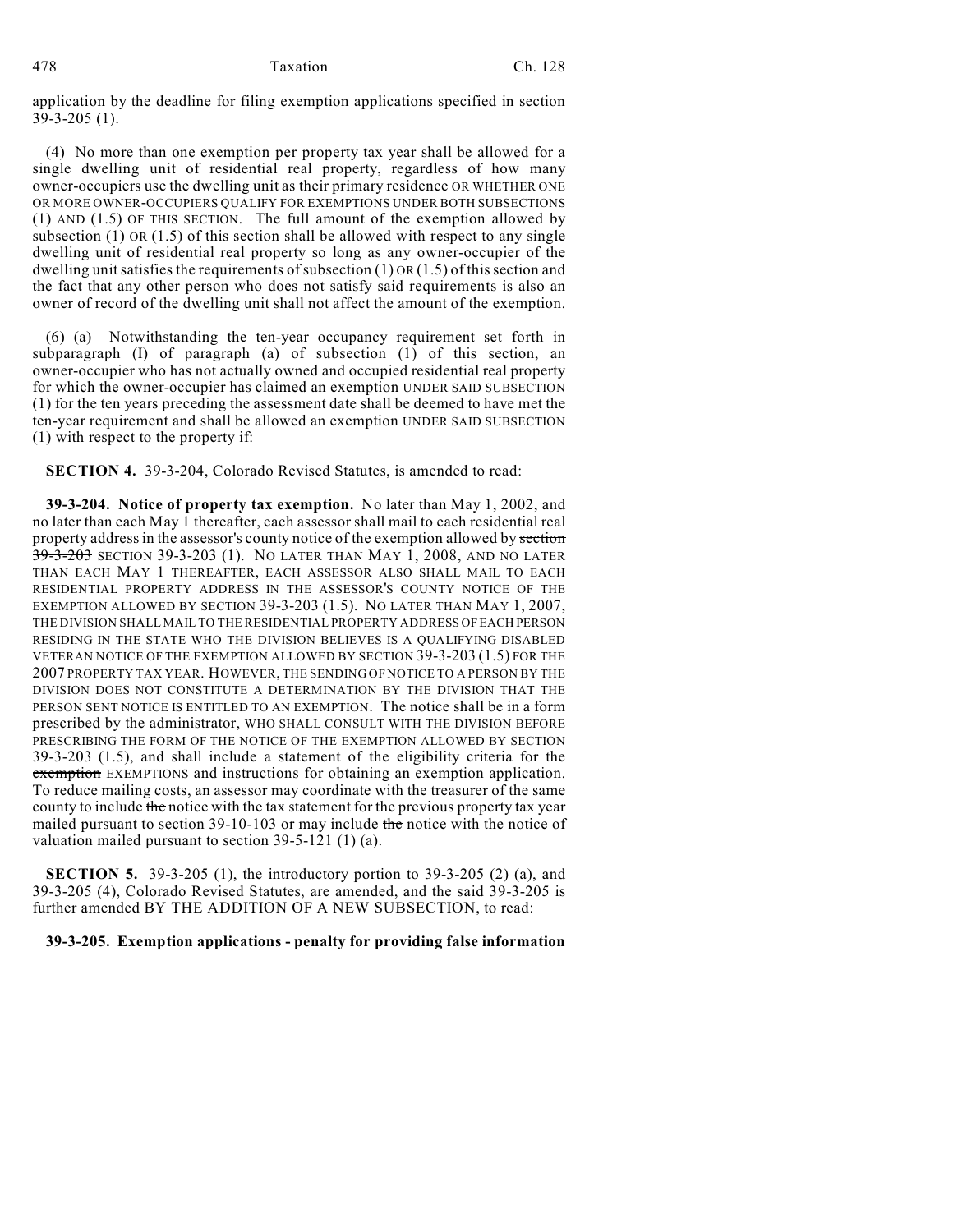application by the deadline for filing exemption applications specified in section 39-3-205 (1).

(4) No more than one exemption per property tax year shall be allowed for a single dwelling unit of residential real property, regardless of how many owner-occupiers use the dwelling unit as their primary residence OR WHETHER ONE OR MORE OWNER-OCCUPIERS QUALIFY FOR EXEMPTIONS UNDER BOTH SUBSECTIONS (1) AND (1.5) OF THIS SECTION. The full amount of the exemption allowed by subsection (1) OR (1.5) of this section shall be allowed with respect to any single dwelling unit of residential real property so long as any owner-occupier of the dwelling unit satisfies the requirements of subsection (1) OR (1.5) of this section and the fact that any other person who does not satisfy said requirements is also an owner of record of the dwelling unit shall not affect the amount of the exemption.

(6) (a) Notwithstanding the ten-year occupancy requirement set forth in subparagraph (I) of paragraph (a) of subsection (1) of this section, an owner-occupier who has not actually owned and occupied residential real property for which the owner-occupier has claimed an exemption UNDER SAID SUBSECTION (1) for the ten years preceding the assessment date shall be deemed to have met the ten-year requirement and shall be allowed an exemption UNDER SAID SUBSECTION (1) with respect to the property if:

**SECTION 4.** 39-3-204, Colorado Revised Statutes, is amended to read:

**39-3-204. Notice of property tax exemption.** No later than May 1, 2002, and no later than each May 1 thereafter, each assessor shall mail to each residential real property address in the assessor's county notice of the exemption allowed by ~~section 39-3-203~~ SECTION 39-3-203 (1). NO LATER THAN MAY 1, 2008, AND NO LATER THAN EACH MAY 1 THEREAFTER, EACH ASSESSOR ALSO SHALL MAIL TO EACH RESIDENTIAL PROPERTY ADDRESS IN THE ASSESSOR'S COUNTY NOTICE OF THE EXEMPTION ALLOWED BY SECTION 39-3-203 (1.5). NO LATER THAN MAY 1, 2007, THE DIVISION SHALL MAIL TO THE RESIDENTIAL PROPERTY ADDRESS OF EACH PERSON RESIDING IN THE STATE WHO THE DIVISION BELIEVES IS A QUALIFYING DISABLED VETERAN NOTICE OF THE EXEMPTION ALLOWED BY SECTION 39-3-203 (1.5) FOR THE 2007 PROPERTY TAX YEAR. HOWEVER, THE SENDING OF NOTICE TO A PERSON BY THE DIVISION DOES NOT CONSTITUTE A DETERMINATION BY THE DIVISION THAT THE PERSON SENT NOTICE IS ENTITLED TO AN EXEMPTION. The notice shall be in a form prescribed by the administrator, WHO SHALL CONSULT WITH THE DIVISION BEFORE PRESCRIBING THE FORM OF THE NOTICE OF THE EXEMPTION ALLOWED BY SECTION 39-3-203 (1.5), and shall include a statement of the eligibility criteria for the ~~exemption~~ EXEMPTIONS and instructions for obtaining an exemption application. To reduce mailing costs, an assessor may coordinate with the treasurer of the same county to include ~~the~~ notice with the tax statement for the previous property tax year mailed pursuant to section 39-10-103 or may include ~~the~~ notice with the notice of valuation mailed pursuant to section 39-5-121 (1) (a).

**SECTION 5.** 39-3-205 (1), the introductory portion to 39-3-205 (2) (a), and 39-3-205 (4), Colorado Revised Statutes, are amended, and the said 39-3-205 is further amended BY THE ADDITION OF A NEW SUBSECTION, to read:

**39-3-205. Exemption applications - penalty for providing false information**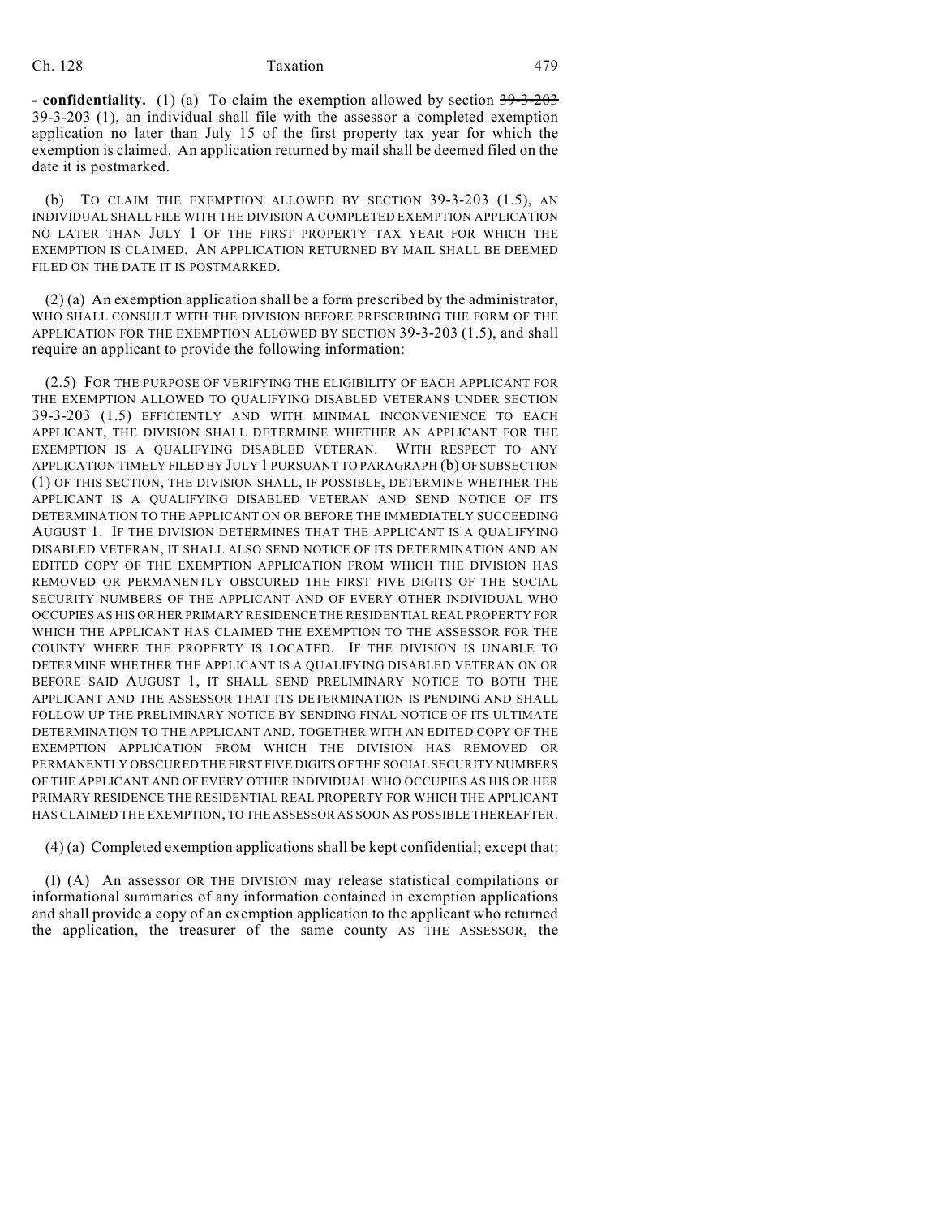**- confidentiality.** (1) (a) To claim the exemption allowed by section ~~39-3-203~~ 39-3-203 (1), an individual shall file with the assessor a completed exemption application no later than July 15 of the first property tax year for which the exemption is claimed. An application returned by mail shall be deemed filed on the date it is postmarked.

(b) TO CLAIM THE EXEMPTION ALLOWED BY SECTION 39-3-203 (1.5), AN INDIVIDUAL SHALL FILE WITH THE DIVISION A COMPLETED EXEMPTION APPLICATION NO LATER THAN JULY 1 OF THE FIRST PROPERTY TAX YEAR FOR WHICH THE EXEMPTION IS CLAIMED. AN APPLICATION RETURNED BY MAIL SHALL BE DEEMED FILED ON THE DATE IT IS POSTMARKED.

(2) (a) An exemption application shall be a form prescribed by the administrator, WHO SHALL CONSULT WITH THE DIVISION BEFORE PRESCRIBING THE FORM OF THE APPLICATION FOR THE EXEMPTION ALLOWED BY SECTION 39-3-203 (1.5), and shall require an applicant to provide the following information:

(2.5) FOR THE PURPOSE OF VERIFYING THE ELIGIBILITY OF EACH APPLICANT FOR THE EXEMPTION ALLOWED TO QUALIFYING DISABLED VETERANS UNDER SECTION 39-3-203 (1.5) EFFICIENTLY AND WITH MINIMAL INCONVENIENCE TO EACH APPLICANT, THE DIVISION SHALL DETERMINE WHETHER AN APPLICANT FOR THE EXEMPTION IS A QUALIFYING DISABLED VETERAN. WITH RESPECT TO ANY APPLICATION TIMELY FILED BY JULY 1 PURSUANT TO PARAGRAPH (b) OF SUBSECTION (1) OF THIS SECTION, THE DIVISION SHALL, IF POSSIBLE, DETERMINE WHETHER THE APPLICANT IS A QUALIFYING DISABLED VETERAN AND SEND NOTICE OF ITS DETERMINATION TO THE APPLICANT ON OR BEFORE THE IMMEDIATELY SUCCEEDING AUGUST 1. IF THE DIVISION DETERMINES THAT THE APPLICANT IS A QUALIFYING DISABLED VETERAN, IT SHALL ALSO SEND NOTICE OF ITS DETERMINATION AND AN EDITED COPY OF THE EXEMPTION APPLICATION FROM WHICH THE DIVISION HAS REMOVED OR PERMANENTLY OBSCURED THE FIRST FIVE DIGITS OF THE SOCIAL SECURITY NUMBERS OF THE APPLICANT AND OF EVERY OTHER INDIVIDUAL WHO OCCUPIES AS HIS OR HER PRIMARY RESIDENCE THE RESIDENTIAL REAL PROPERTY FOR WHICH THE APPLICANT HAS CLAIMED THE EXEMPTION TO THE ASSESSOR FOR THE COUNTY WHERE THE PROPERTY IS LOCATED. IF THE DIVISION IS UNABLE TO DETERMINE WHETHER THE APPLICANT IS A QUALIFYING DISABLED VETERAN ON OR BEFORE SAID AUGUST 1, IT SHALL SEND PRELIMINARY NOTICE TO BOTH THE APPLICANT AND THE ASSESSOR THAT ITS DETERMINATION IS PENDING AND SHALL FOLLOW UP THE PRELIMINARY NOTICE BY SENDING FINAL NOTICE OF ITS ULTIMATE DETERMINATION TO THE APPLICANT AND, TOGETHER WITH AN EDITED COPY OF THE EXEMPTION APPLICATION FROM WHICH THE DIVISION HAS REMOVED OR PERMANENTLY OBSCURED THE FIRST FIVE DIGITS OF THE SOCIAL SECURITY NUMBERS OF THE APPLICANT AND OF EVERY OTHER INDIVIDUAL WHO OCCUPIES AS HIS OR HER PRIMARY RESIDENCE THE RESIDENTIAL REAL PROPERTY FOR WHICH THE APPLICANT HAS CLAIMED THE EXEMPTION, TO THE ASSESSOR AS SOON AS POSSIBLE THEREAFTER.

(4) (a) Completed exemption applications shall be kept confidential; except that:

(I) (A) An assessor OR THE DIVISION may release statistical compilations or informational summaries of any information contained in exemption applications and shall provide a copy of an exemption application to the applicant who returned the application, the treasurer of the same county AS THE ASSESSOR, the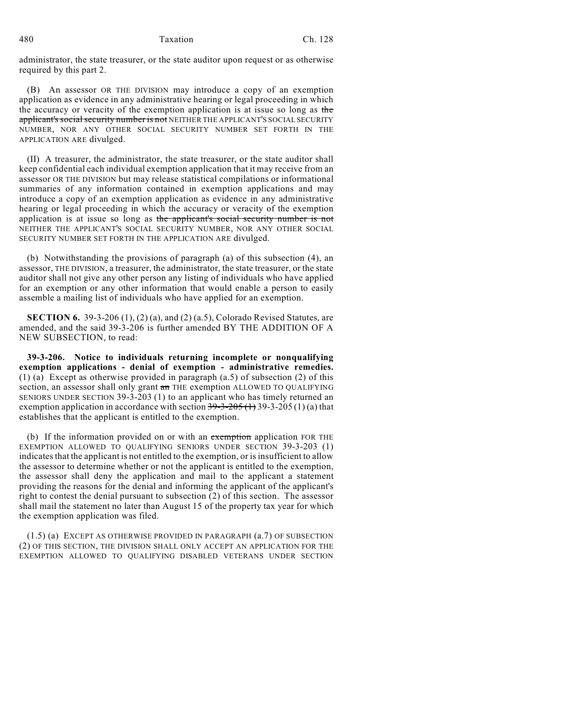administrator, the state treasurer, or the state auditor upon request or as otherwise required by this part 2.

(B) An assessor OR THE DIVISION may introduce a copy of an exemption application as evidence in any administrative hearing or legal proceeding in which the accuracy or veracity of the exemption application is at issue so long as ~~the applicant's social security number is not~~ NEITHER THE APPLICANT'S SOCIAL SECURITY NUMBER, NOR ANY OTHER SOCIAL SECURITY NUMBER SET FORTH IN THE APPLICATION ARE divulged.

(II) A treasurer, the administrator, the state treasurer, or the state auditor shall keep confidential each individual exemption application that it may receive from an assessor OR THE DIVISION but may release statistical compilations or informational summaries of any information contained in exemption applications and may introduce a copy of an exemption application as evidence in any administrative hearing or legal proceeding in which the accuracy or veracity of the exemption application is at issue so long as ~~the applicant's social security number is not~~ NEITHER THE APPLICANT'S SOCIAL SECURITY NUMBER, NOR ANY OTHER SOCIAL SECURITY NUMBER SET FORTH IN THE APPLICATION ARE divulged.

(b) Notwithstanding the provisions of paragraph (a) of this subsection (4), an assessor, THE DIVISION, a treasurer, the administrator, the state treasurer, or the state auditor shall not give any other person any listing of individuals who have applied for an exemption or any other information that would enable a person to easily assemble a mailing list of individuals who have applied for an exemption.

**SECTION 6.** 39-3-206 (1), (2) (a), and (2) (a.5), Colorado Revised Statutes, are amended, and the said 39-3-206 is further amended BY THE ADDITION OF A NEW SUBSECTION, to read:

**39-3-206. Notice to individuals returning incomplete or nonqualifying exemption applications - denial of exemption - administrative remedies.** (1) (a) Except as otherwise provided in paragraph (a.5) of subsection (2) of this section, an assessor shall only grant ~~an~~ THE exemption ALLOWED TO QUALIFYING SENIORS UNDER SECTION 39-3-203 (1) to an applicant who has timely returned an exemption application in accordance with section ~~39-3-205 (1)~~ 39-3-205 (1) (a) that establishes that the applicant is entitled to the exemption.

(b) If the information provided on or with an ~~exemption~~ application FOR THE EXEMPTION ALLOWED TO QUALIFYING SENIORS UNDER SECTION 39-3-203 (1) indicates that the applicant is not entitled to the exemption, or is insufficient to allow the assessor to determine whether or not the applicant is entitled to the exemption, the assessor shall deny the application and mail to the applicant a statement providing the reasons for the denial and informing the applicant of the applicant's right to contest the denial pursuant to subsection (2) of this section. The assessor shall mail the statement no later than August 15 of the property tax year for which the exemption application was filed.

(1.5) (a) EXCEPT AS OTHERWISE PROVIDED IN PARAGRAPH (a.7) OF SUBSECTION (2) OF THIS SECTION, THE DIVISION SHALL ONLY ACCEPT AN APPLICATION FOR THE EXEMPTION ALLOWED TO QUALIFYING DISABLED VETERANS UNDER SECTION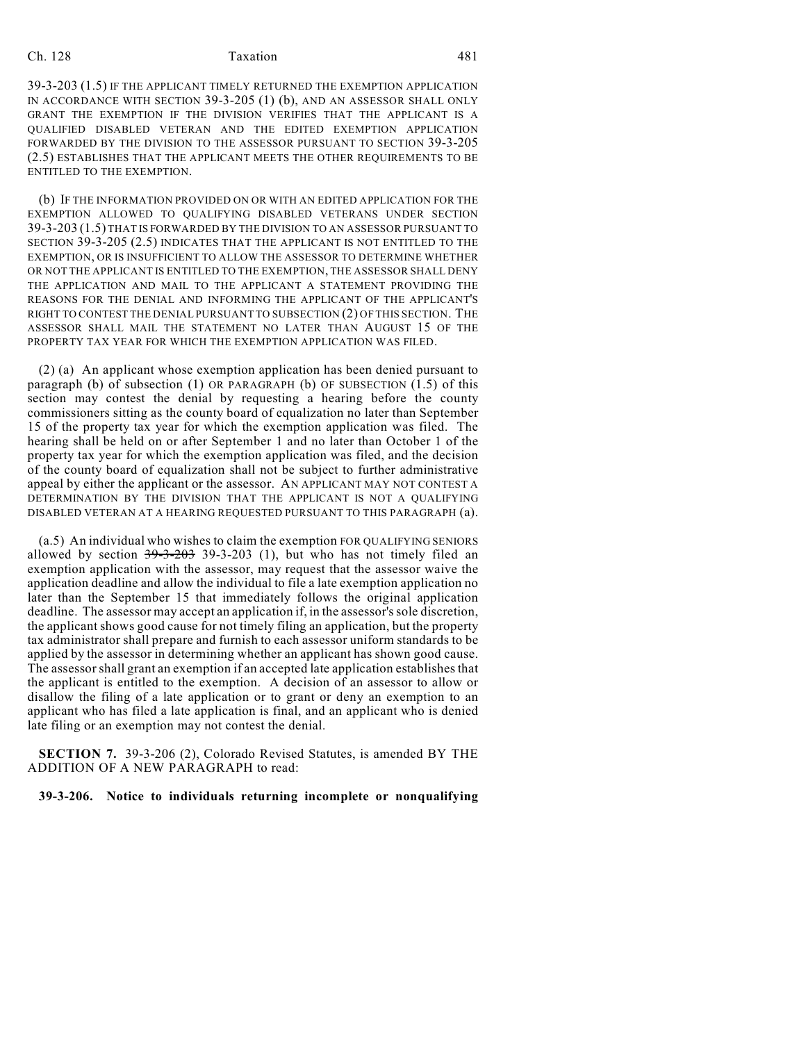39-3-203 (1.5) IF THE APPLICANT TIMELY RETURNED THE EXEMPTION APPLICATION IN ACCORDANCE WITH SECTION 39-3-205 (1) (b), AND AN ASSESSOR SHALL ONLY GRANT THE EXEMPTION IF THE DIVISION VERIFIES THAT THE APPLICANT IS A QUALIFIED DISABLED VETERAN AND THE EDITED EXEMPTION APPLICATION FORWARDED BY THE DIVISION TO THE ASSESSOR PURSUANT TO SECTION 39-3-205 (2.5) ESTABLISHES THAT THE APPLICANT MEETS THE OTHER REQUIREMENTS TO BE ENTITLED TO THE EXEMPTION.

(b) IF THE INFORMATION PROVIDED ON OR WITH AN EDITED APPLICATION FOR THE EXEMPTION ALLOWED TO QUALIFYING DISABLED VETERANS UNDER SECTION 39-3-203 (1.5) THAT IS FORWARDED BY THE DIVISION TO AN ASSESSOR PURSUANT TO SECTION 39-3-205 (2.5) INDICATES THAT THE APPLICANT IS NOT ENTITLED TO THE EXEMPTION, OR IS INSUFFICIENT TO ALLOW THE ASSESSOR TO DETERMINE WHETHER OR NOT THE APPLICANT IS ENTITLED TO THE EXEMPTION, THE ASSESSOR SHALL DENY THE APPLICATION AND MAIL TO THE APPLICANT A STATEMENT PROVIDING THE REASONS FOR THE DENIAL AND INFORMING THE APPLICANT OF THE APPLICANT'S RIGHT TO CONTEST THE DENIAL PURSUANT TO SUBSECTION (2) OF THIS SECTION. THE ASSESSOR SHALL MAIL THE STATEMENT NO LATER THAN AUGUST 15 OF THE PROPERTY TAX YEAR FOR WHICH THE EXEMPTION APPLICATION WAS FILED.

(2) (a) An applicant whose exemption application has been denied pursuant to paragraph (b) of subsection (1) OR PARAGRAPH (b) OF SUBSECTION (1.5) of this section may contest the denial by requesting a hearing before the county commissioners sitting as the county board of equalization no later than September 15 of the property tax year for which the exemption application was filed. The hearing shall be held on or after September 1 and no later than October 1 of the property tax year for which the exemption application was filed, and the decision of the county board of equalization shall not be subject to further administrative appeal by either the applicant or the assessor. AN APPLICANT MAY NOT CONTEST A DETERMINATION BY THE DIVISION THAT THE APPLICANT IS NOT A QUALIFYING DISABLED VETERAN AT A HEARING REQUESTED PURSUANT TO THIS PARAGRAPH (a).

(a.5) An individual who wishes to claim the exemption FOR QUALIFYING SENIORS allowed by section ~~39-3-203~~ 39-3-203 (1), but who has not timely filed an exemption application with the assessor, may request that the assessor waive the application deadline and allow the individual to file a late exemption application no later than the September 15 that immediately follows the original application deadline. The assessor may accept an application if, in the assessor's sole discretion, the applicant shows good cause for not timely filing an application, but the property tax administrator shall prepare and furnish to each assessor uniform standards to be applied by the assessor in determining whether an applicant has shown good cause. The assessor shall grant an exemption if an accepted late application establishes that the applicant is entitled to the exemption. A decision of an assessor to allow or disallow the filing of a late application or to grant or deny an exemption to an applicant who has filed a late application is final, and an applicant who is denied late filing or an exemption may not contest the denial.

**SECTION 7.** 39-3-206 (2), Colorado Revised Statutes, is amended BY THE ADDITION OF A NEW PARAGRAPH to read:

**39-3-206. Notice to individuals returning incomplete or nonqualifying**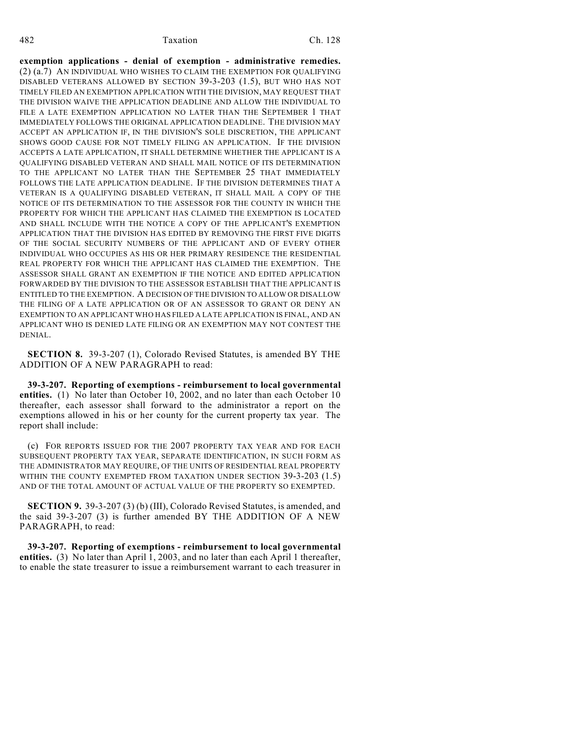**exemption applications - denial of exemption - administrative remedies.** (2) (a.7) AN INDIVIDUAL WHO WISHES TO CLAIM THE EXEMPTION FOR QUALIFYING DISABLED VETERANS ALLOWED BY SECTION 39-3-203 (1.5), BUT WHO HAS NOT TIMELY FILED AN EXEMPTION APPLICATION WITH THE DIVISION, MAY REQUEST THAT THE DIVISION WAIVE THE APPLICATION DEADLINE AND ALLOW THE INDIVIDUAL TO FILE A LATE EXEMPTION APPLICATION NO LATER THAN THE SEPTEMBER 1 THAT IMMEDIATELY FOLLOWS THE ORIGINAL APPLICATION DEADLINE. THE DIVISION MAY ACCEPT AN APPLICATION IF, IN THE DIVISION'S SOLE DISCRETION, THE APPLICANT SHOWS GOOD CAUSE FOR NOT TIMELY FILING AN APPLICATION. IF THE DIVISION ACCEPTS A LATE APPLICATION, IT SHALL DETERMINE WHETHER THE APPLICANT IS A QUALIFYING DISABLED VETERAN AND SHALL MAIL NOTICE OF ITS DETERMINATION TO THE APPLICANT NO LATER THAN THE SEPTEMBER 25 THAT IMMEDIATELY FOLLOWS THE LATE APPLICATION DEADLINE. IF THE DIVISION DETERMINES THAT A VETERAN IS A QUALIFYING DISABLED VETERAN, IT SHALL MAIL A COPY OF THE NOTICE OF ITS DETERMINATION TO THE ASSESSOR FOR THE COUNTY IN WHICH THE PROPERTY FOR WHICH THE APPLICANT HAS CLAIMED THE EXEMPTION IS LOCATED AND SHALL INCLUDE WITH THE NOTICE A COPY OF THE APPLICANT'S EXEMPTION APPLICATION THAT THE DIVISION HAS EDITED BY REMOVING THE FIRST FIVE DIGITS OF THE SOCIAL SECURITY NUMBERS OF THE APPLICANT AND OF EVERY OTHER INDIVIDUAL WHO OCCUPIES AS HIS OR HER PRIMARY RESIDENCE THE RESIDENTIAL REAL PROPERTY FOR WHICH THE APPLICANT HAS CLAIMED THE EXEMPTION. THE ASSESSOR SHALL GRANT AN EXEMPTION IF THE NOTICE AND EDITED APPLICATION FORWARDED BY THE DIVISION TO THE ASSESSOR ESTABLISH THAT THE APPLICANT IS ENTITLED TO THE EXEMPTION. A DECISION OF THE DIVISION TO ALLOW OR DISALLOW THE FILING OF A LATE APPLICATION OR OF AN ASSESSOR TO GRANT OR DENY AN EXEMPTION TO AN APPLICANT WHO HAS FILED A LATE APPLICATION IS FINAL, AND AN APPLICANT WHO IS DENIED LATE FILING OR AN EXEMPTION MAY NOT CONTEST THE DENIAL.

**SECTION 8.** 39-3-207 (1), Colorado Revised Statutes, is amended BY THE ADDITION OF A NEW PARAGRAPH to read:

**39-3-207. Reporting of exemptions - reimbursement to local governmental entities.** (1) No later than October 10, 2002, and no later than each October 10 thereafter, each assessor shall forward to the administrator a report on the exemptions allowed in his or her county for the current property tax year. The report shall include:

(c) FOR REPORTS ISSUED FOR THE 2007 PROPERTY TAX YEAR AND FOR EACH SUBSEQUENT PROPERTY TAX YEAR, SEPARATE IDENTIFICATION, IN SUCH FORM AS THE ADMINISTRATOR MAY REQUIRE, OF THE UNITS OF RESIDENTIAL REAL PROPERTY WITHIN THE COUNTY EXEMPTED FROM TAXATION UNDER SECTION 39-3-203 (1.5) AND OF THE TOTAL AMOUNT OF ACTUAL VALUE OF THE PROPERTY SO EXEMPTED.

**SECTION 9.** 39-3-207 (3) (b) (III), Colorado Revised Statutes, is amended, and the said 39-3-207 (3) is further amended BY THE ADDITION OF A NEW PARAGRAPH, to read:

**39-3-207. Reporting of exemptions - reimbursement to local governmental entities.** (3) No later than April 1, 2003, and no later than each April 1 thereafter, to enable the state treasurer to issue a reimbursement warrant to each treasurer in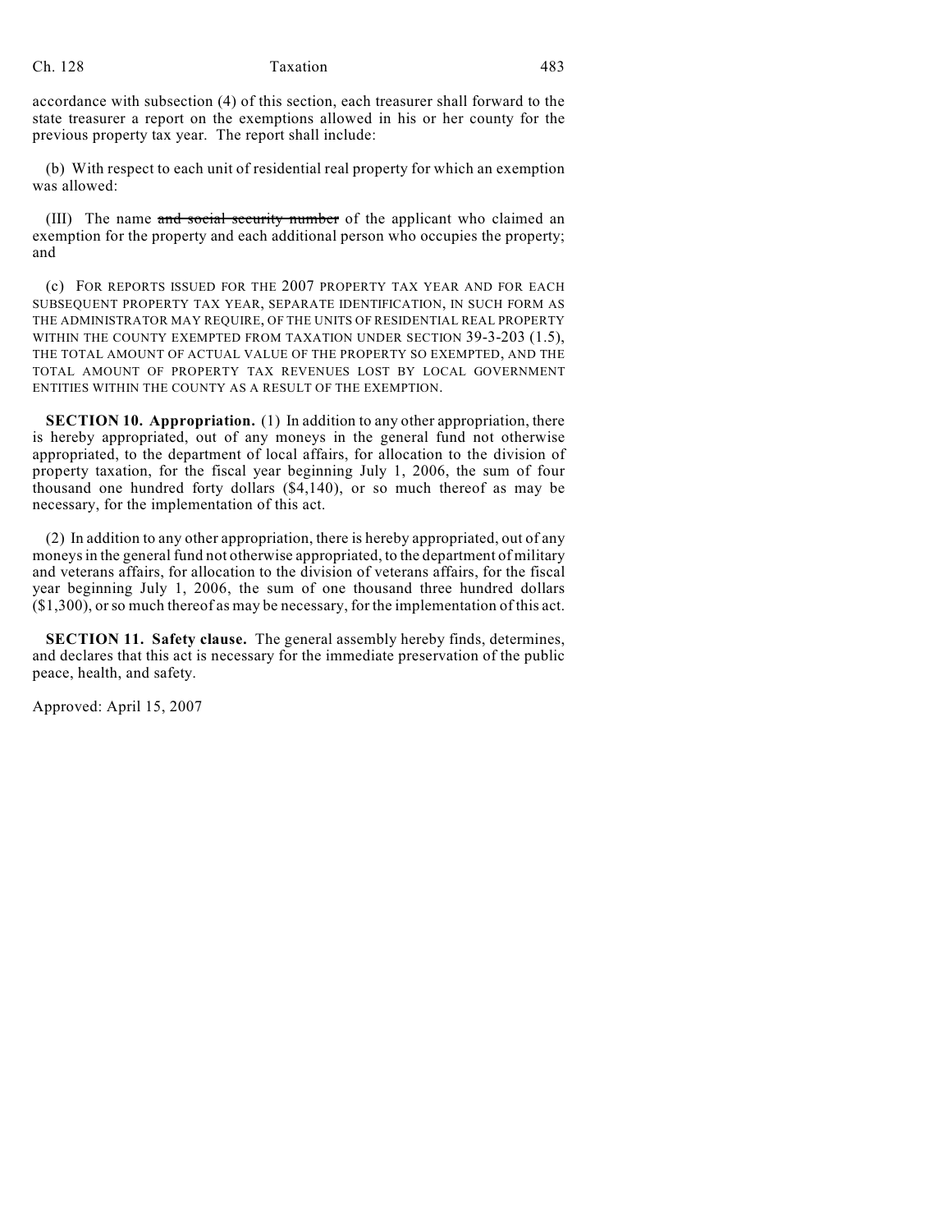accordance with subsection (4) of this section, each treasurer shall forward to the state treasurer a report on the exemptions allowed in his or her county for the previous property tax year. The report shall include:

(b) With respect to each unit of residential real property for which an exemption was allowed:

(III) The name ~~and social security number~~ of the applicant who claimed an exemption for the property and each additional person who occupies the property; and

(c) FOR REPORTS ISSUED FOR THE 2007 PROPERTY TAX YEAR AND FOR EACH SUBSEQUENT PROPERTY TAX YEAR, SEPARATE IDENTIFICATION, IN SUCH FORM AS THE ADMINISTRATOR MAY REQUIRE, OF THE UNITS OF RESIDENTIAL REAL PROPERTY WITHIN THE COUNTY EXEMPTED FROM TAXATION UNDER SECTION 39-3-203 (1.5), THE TOTAL AMOUNT OF ACTUAL VALUE OF THE PROPERTY SO EXEMPTED, AND THE TOTAL AMOUNT OF PROPERTY TAX REVENUES LOST BY LOCAL GOVERNMENT ENTITIES WITHIN THE COUNTY AS A RESULT OF THE EXEMPTION.

**SECTION 10. Appropriation.** (1) In addition to any other appropriation, there is hereby appropriated, out of any moneys in the general fund not otherwise appropriated, to the department of local affairs, for allocation to the division of property taxation, for the fiscal year beginning July 1, 2006, the sum of four thousand one hundred forty dollars ($4,140), or so much thereof as may be necessary, for the implementation of this act.

(2) In addition to any other appropriation, there is hereby appropriated, out of any moneys in the general fund not otherwise appropriated, to the department of military and veterans affairs, for allocation to the division of veterans affairs, for the fiscal year beginning July 1, 2006, the sum of one thousand three hundred dollars ($1,300), or so much thereof as may be necessary, for the implementation of this act.

**SECTION 11. Safety clause.** The general assembly hereby finds, determines, and declares that this act is necessary for the immediate preservation of the public peace, health, and safety.

Approved: April 15, 2007